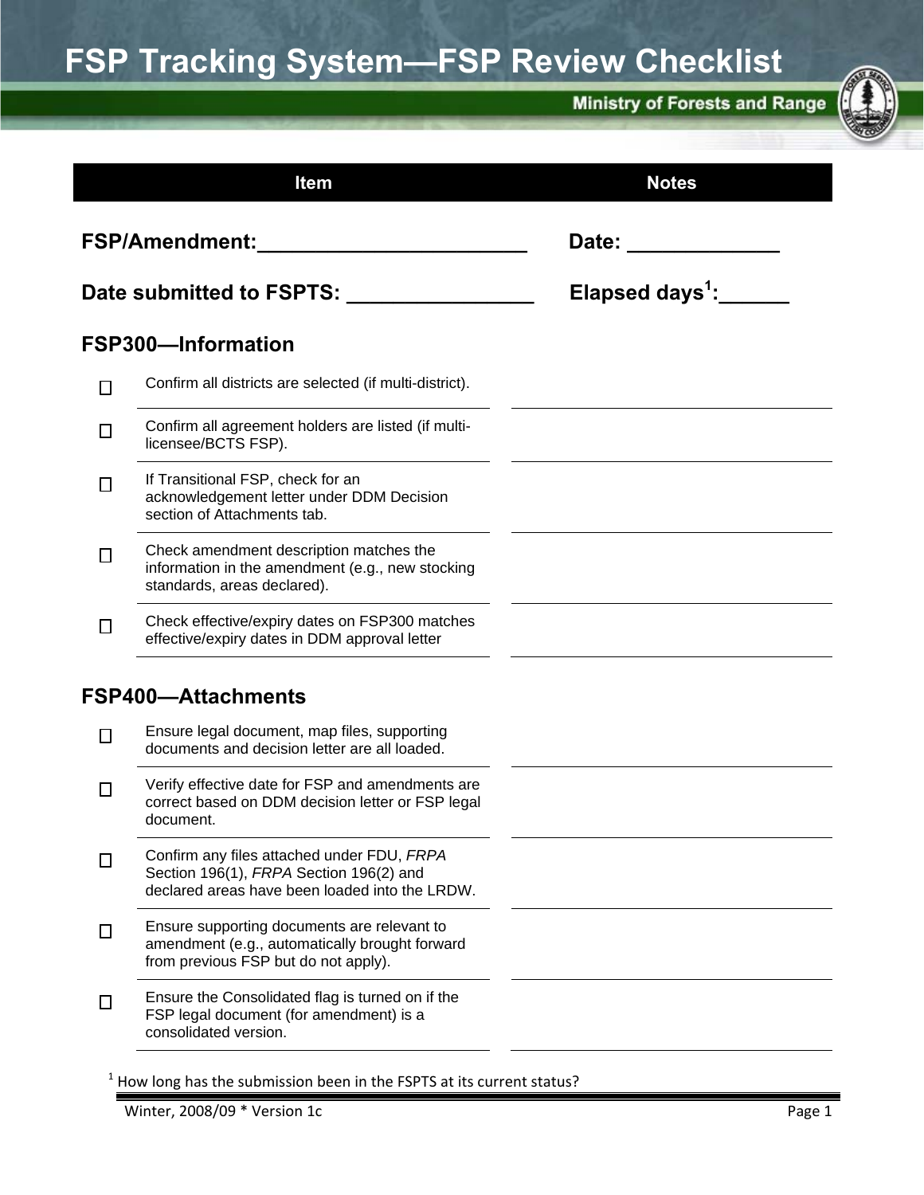# FSP Tracking System—FSP Review Checklist

Ministry of Forests and Range

| Item | Notes |
|---|---|

**FSP/Amendment:\_\_\_\_\_\_\_\_\_\_\_\_\_\_\_\_\_\_\_\_\_\_\_\_** **Date: \_\_\_\_\_\_\_\_\_\_\_\_\_**

**Date submitted to FSPTS: \_\_\_\_\_\_\_\_\_\_\_\_\_\_\_\_** **Elapsed days[1]:\_\_\_\_\_\_**

## FSP300—Information

- ☐ Confirm all districts are selected (if multi-district).
- ☐ Confirm all agreement holders are listed (if multi-licensee/BCTS FSP).
- ☐ If Transitional FSP, check for an acknowledgement letter under DDM Decision section of Attachments tab.
- ☐ Check amendment description matches the information in the amendment (e.g., new stocking standards, areas declared).
- ☐ Check effective/expiry dates on FSP300 matches effective/expiry dates in DDM approval letter

## FSP400—Attachments

- ☐ Ensure legal document, map files, supporting documents and decision letter are all loaded.
- ☐ Verify effective date for FSP and amendments are correct based on DDM decision letter or FSP legal document.
- ☐ Confirm any files attached under FDU, *FRPA* Section 196(1), *FRPA* Section 196(2) and declared areas have been loaded into the LRDW.
- ☐ Ensure supporting documents are relevant to amendment (e.g., automatically brought forward from previous FSP but do not apply).
- ☐ Ensure the Consolidated flag is turned on if the FSP legal document (for amendment) is a consolidated version.

[1] How long has the submission been in the FSPTS at its current status?

Winter, 2008/09 * Version 1c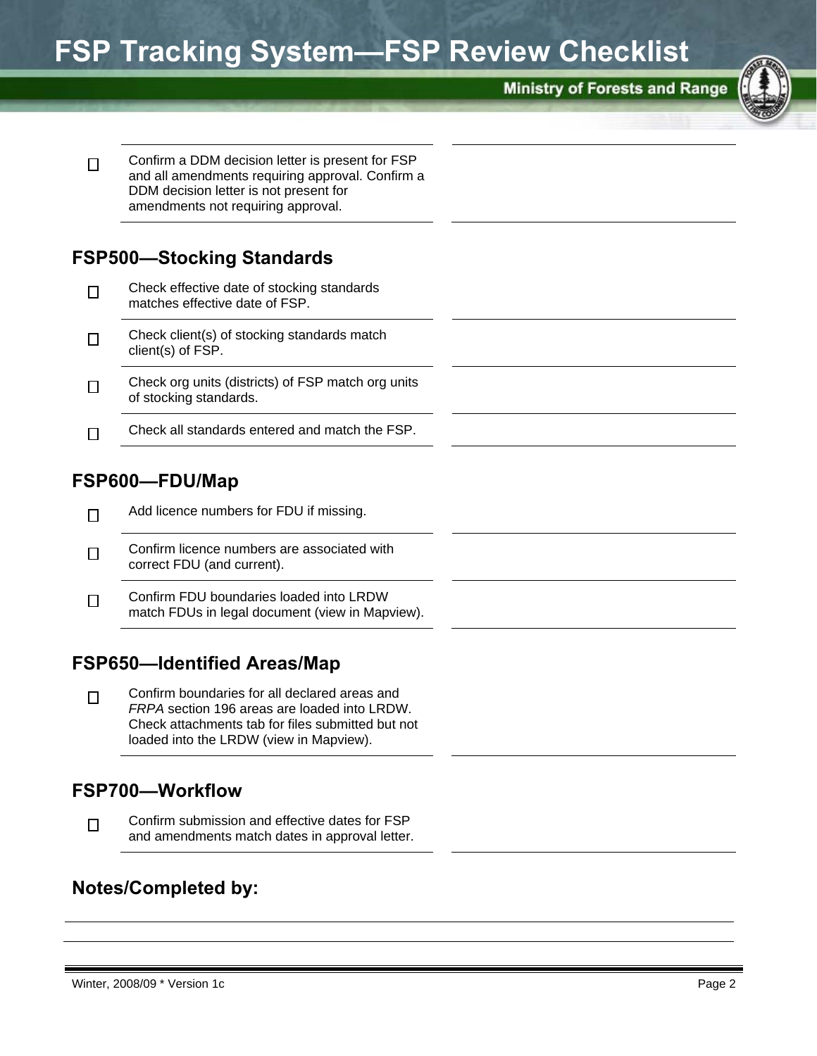# FSP Tracking System—FSP Review Checklist

Ministry of Forests and Range

- ☐ Confirm a DDM decision letter is present for FSP and all amendments requiring approval. Confirm a DDM decision letter is not present for amendments not requiring approval.

## FSP500—Stocking Standards

- ☐ Check effective date of stocking standards matches effective date of FSP.
- ☐ Check client(s) of stocking standards match client(s) of FSP.
- ☐ Check org units (districts) of FSP match org units of stocking standards.
- ☐ Check all standards entered and match the FSP.

## FSP600—FDU/Map

- ☐ Add licence numbers for FDU if missing.
- ☐ Confirm licence numbers are associated with correct FDU (and current).
- ☐ Confirm FDU boundaries loaded into LRDW match FDUs in legal document (view in Mapview).

## FSP650—Identified Areas/Map

- ☐ Confirm boundaries for all declared areas and *FRPA* section 196 areas are loaded into LRDW. Check attachments tab for files submitted but not loaded into the LRDW (view in Mapview).

## FSP700—Workflow

- ☐ Confirm submission and effective dates for FSP and amendments match dates in approval letter.

## Notes/Completed by:

Winter, 2008/09 * Version 1c